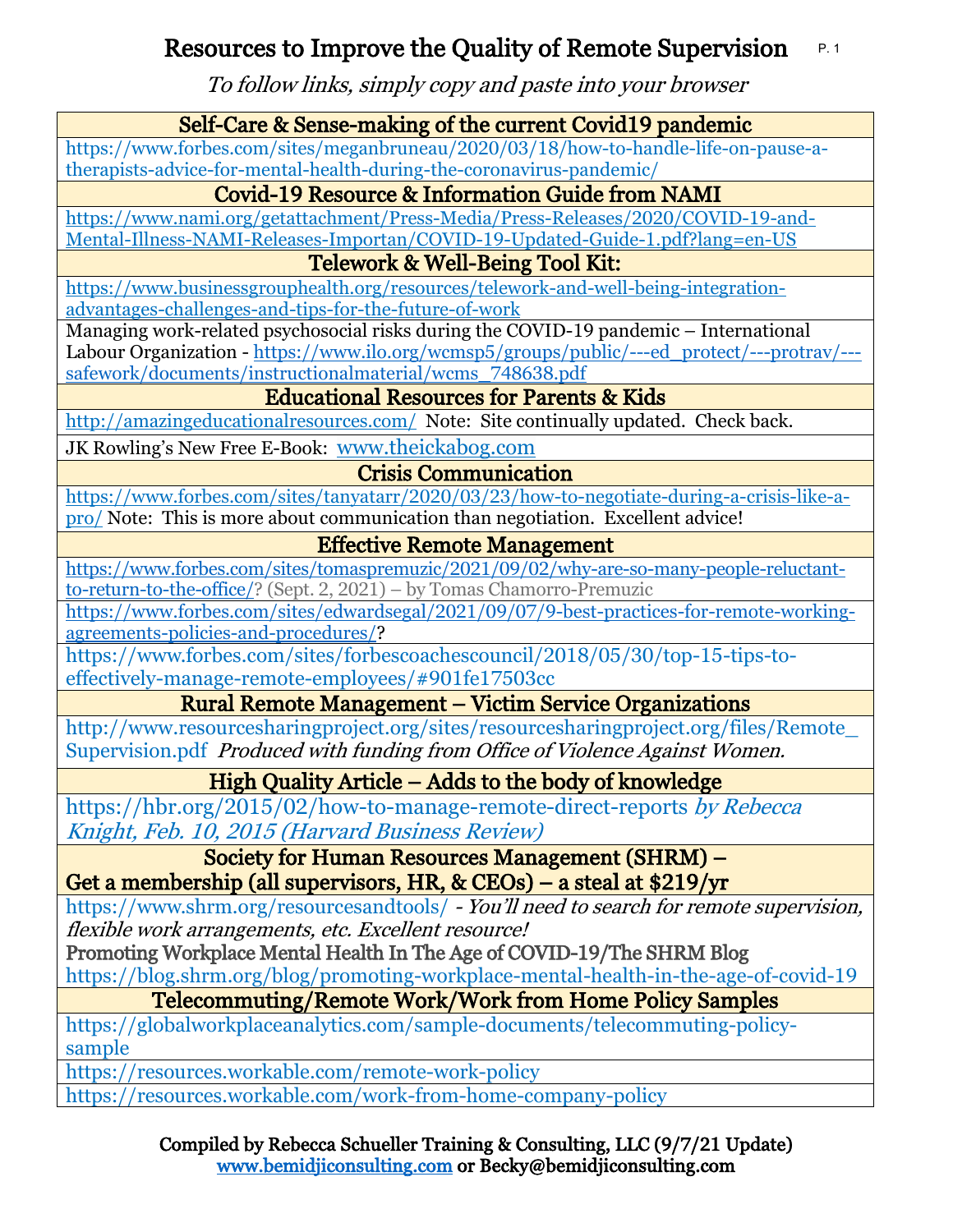# Resources to Improve the Quality of Remote Supervision

*To follow links, simply copy and paste into your browser*

### Self-Care & Sense-making of the current Covid19 pandemic

https://www.forbes.com/sites/meganbruneau/2020/03/18/how-to-handle-life-on-pause-a-therapists-advice-for-mental-health-during-the-coronavirus-pandemic/

### Covid-19 Resource & Information Guide from NAMI

https://www.nami.org/getattachment/Press-Media/Press-Releases/2020/COVID-19-and-Mental-Illness-NAMI-Releases-Importan/COVID-19-Updated-Guide-1.pdf?lang=en-US

### Telework & Well-Being Tool Kit:

https://www.businessgrouphealth.org/resources/telework-and-well-being-integration-advantages-challenges-and-tips-for-the-future-of-work

Managing work-related psychosocial risks during the COVID-19 pandemic – International Labour Organization - https://www.ilo.org/wcmsp5/groups/public/---ed_protect/---protrav/---safework/documents/instructionalmaterial/wcms_748638.pdf

### Educational Resources for Parents & Kids

http://amazingeducationalresources.com/ Note: Site continually updated. Check back.

JK Rowling's New Free E-Book: www.theickabog.com

### Crisis Communication

https://www.forbes.com/sites/tanyatarr/2020/03/23/how-to-negotiate-during-a-crisis-like-a-pro/ Note: This is more about communication than negotiation. Excellent advice!

### Effective Remote Management

https://www.forbes.com/sites/tomaspremuzic/2021/09/02/why-are-so-many-people-reluctant-to-return-to-the-office/? (Sept. 2, 2021) – by Tomas Chamorro-Premuzic

https://www.forbes.com/sites/edwardsegal/2021/09/07/9-best-practices-for-remote-working-agreements-policies-and-procedures/?

https://www.forbes.com/sites/forbescoachescouncil/2018/05/30/top-15-tips-to-effectively-manage-remote-employees/#901fe17503cc

### Rural Remote Management – Victim Service Organizations

http://www.resourcesharingproject.org/sites/resourcesharingproject.org/files/Remote_Supervision.pdf *Produced with funding from Office of Violence Against Women.*

### High Quality Article – Adds to the body of knowledge

https://hbr.org/2015/02/how-to-manage-remote-direct-reports *by Rebecca Knight, Feb. 10, 2015 (Harvard Business Review)*

### Society for Human Resources Management (SHRM) – Get a membership (all supervisors, HR, & CEOs) – a steal at $219/yr

https://www.shrm.org/resourcesandtools/ - *You'll need to search for remote supervision, flexible work arrangements, etc. Excellent resource!*

**Promoting Workplace Mental Health In The Age of COVID-19/The SHRM Blog**
https://blog.shrm.org/blog/promoting-workplace-mental-health-in-the-age-of-covid-19

### Telecommuting/Remote Work/Work from Home Policy Samples

https://globalworkplaceanalytics.com/sample-documents/telecommuting-policy-sample

https://resources.workable.com/remote-work-policy

https://resources.workable.com/work-from-home-company-policy

**Compiled by Rebecca Schueller Training & Consulting, LLC (9/7/21 Update)**
**www.bemidjiconsulting.com or Becky@bemidjiconsulting.com**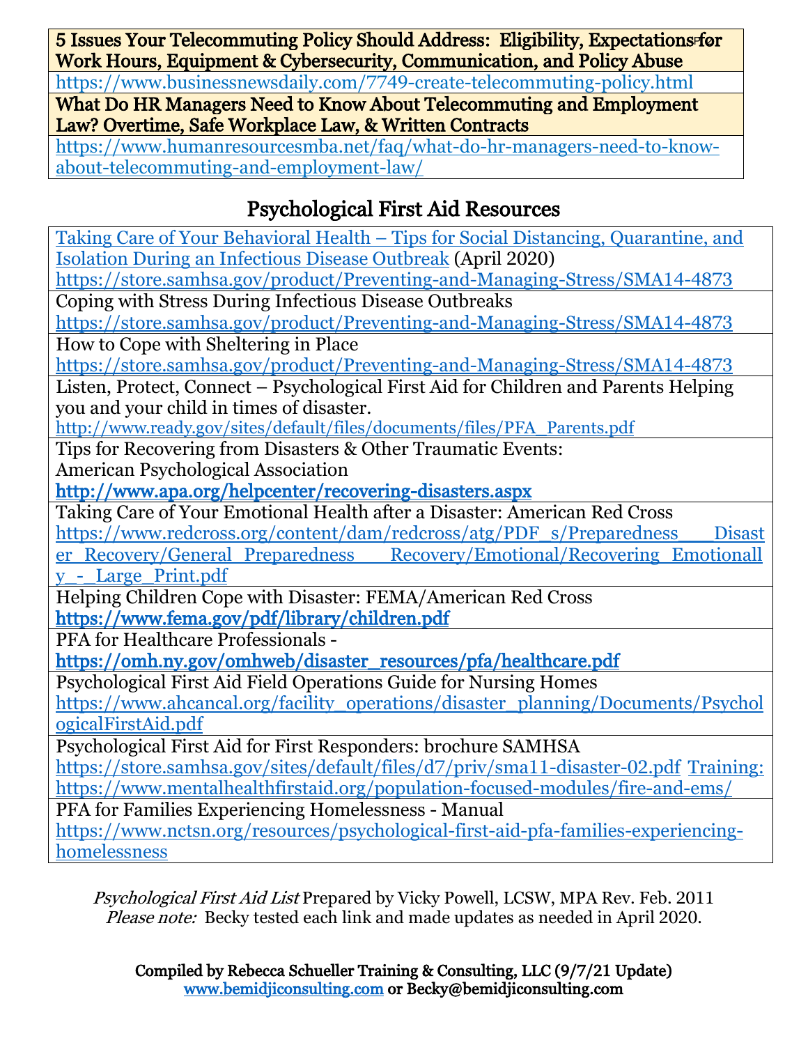| **5 Issues Your Telecommuting Policy Should Address: Eligibility, Expectations for Work Hours, Equipment & Cybersecurity, Communication, and Policy Abuse** |
|---|
| https://www.businessnewsdaily.com/7749-create-telecommuting-policy.html |
| **What Do HR Managers Need to Know About Telecommuting and Employment Law? Overtime, Safe Workplace Law, & Written Contracts** |
| https://www.humanresourcesmba.net/faq/what-do-hr-managers-need-to-know-about-telecommuting-and-employment-law/ |

## Psychological First Aid Resources

| |
|---|
| Taking Care of Your Behavioral Health – Tips for Social Distancing, Quarantine, and Isolation During an Infectious Disease Outbreak (April 2020) https://store.samhsa.gov/product/Preventing-and-Managing-Stress/SMA14-4873 |
| Coping with Stress During Infectious Disease Outbreaks https://store.samhsa.gov/product/Preventing-and-Managing-Stress/SMA14-4873 |
| How to Cope with Sheltering in Place https://store.samhsa.gov/product/Preventing-and-Managing-Stress/SMA14-4873 |
| Listen, Protect, Connect – Psychological First Aid for Children and Parents Helping you and your child in times of disaster. http://www.ready.gov/sites/default/files/documents/files/PFA_Parents.pdf |
| Tips for Recovering from Disasters & Other Traumatic Events: American Psychological Association **http://www.apa.org/helpcenter/recovering-disasters.aspx** |
| Taking Care of Your Emotional Health after a Disaster: American Red Cross https://www.redcross.org/content/dam/redcross/atg/PDF_s/Preparedness___Disaster_Recovery/General_Preparedness___Recovery/Emotional/Recovering_Emotionally_-_Large_Print.pdf |
| Helping Children Cope with Disaster: FEMA/American Red Cross **https://www.fema.gov/pdf/library/children.pdf** |
| PFA for Healthcare Professionals - **https://omh.ny.gov/omhweb/disaster_resources/pfa/healthcare.pdf** |
| Psychological First Aid Field Operations Guide for Nursing Homes https://www.ahcancal.org/facility_operations/disaster_planning/Documents/PsychologicalFirstAid.pdf |
| Psychological First Aid for First Responders: brochure SAMHSA https://store.samhsa.gov/sites/default/files/d7/priv/sma11-disaster-02.pdf Training: https://www.mentalhealthfirstaid.org/population-focused-modules/fire-and-ems/ |
| PFA for Families Experiencing Homelessness - Manual https://www.nctsn.org/resources/psychological-first-aid-pfa-families-experiencing-homelessness |

*Psychological First Aid List* Prepared by Vicky Powell, LCSW, MPA Rev. Feb. 2011
*Please note:* Becky tested each link and made updates as needed in April 2020.

**Compiled by Rebecca Schueller Training & Consulting, LLC (9/7/21 Update)**
**www.bemidjiconsulting.com or Becky@bemidjiconsulting.com**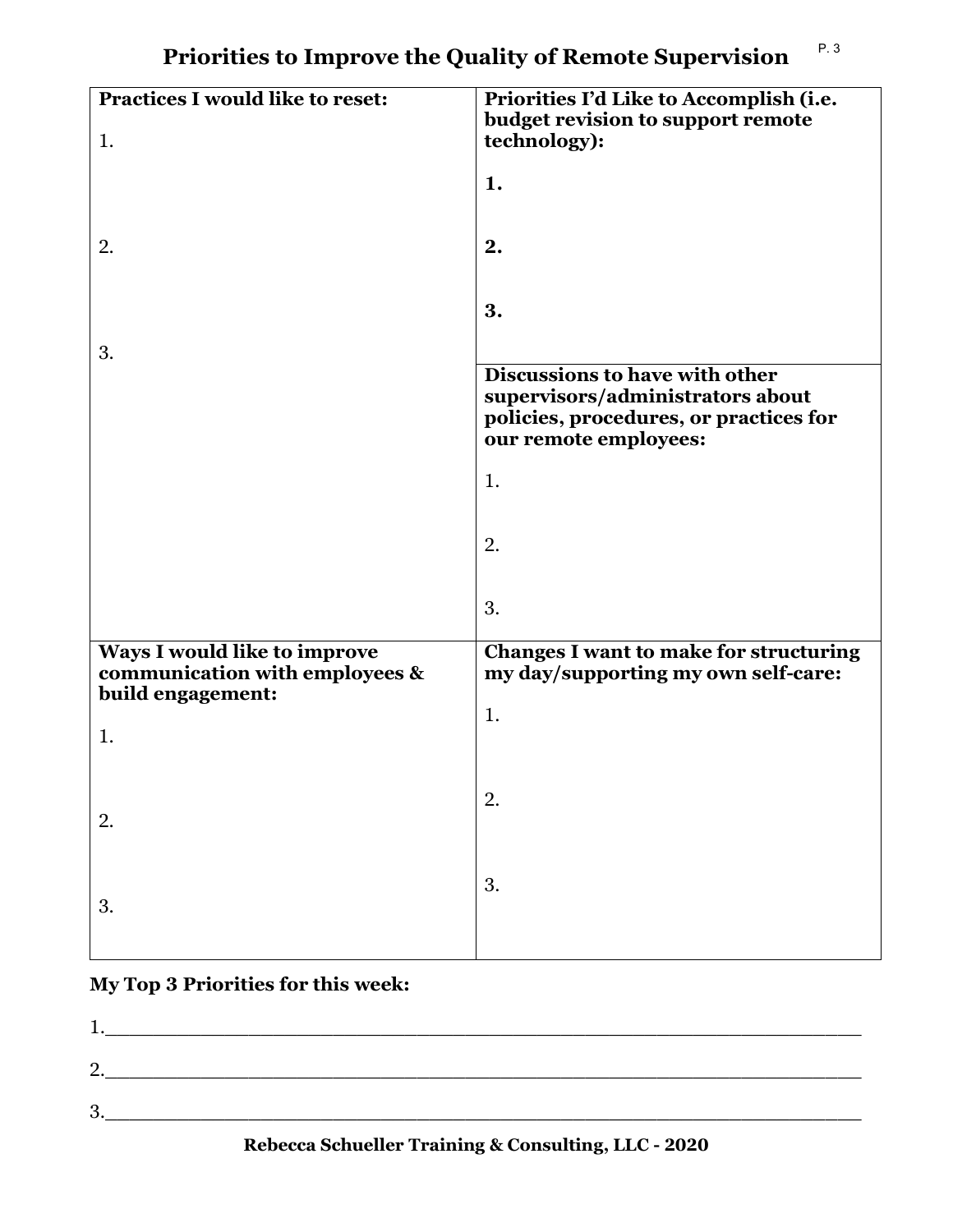# Priorities to Improve the Quality of Remote Supervision

| **Practices I would like to reset:**<br><br>1.<br><br>2.<br><br>3. | **Priorities I'd Like to Accomplish (i.e. budget revision to support remote technology):**<br><br>**1.**<br><br>**2.**<br><br>**3.** |
|---|---|
| | **Discussions to have with other supervisors/administrators about policies, procedures, or practices for our remote employees:**<br><br>1.<br><br>2.<br><br>3. |
| **Ways I would like to improve communication with employees & build engagement:**<br><br>1.<br><br>2.<br><br>3. | **Changes I want to make for structuring my day/supporting my own self-care:**<br><br>1.<br><br>2.<br><br>3. |

**My Top 3 Priorities for this week:**

1.______________________________________________________________

2.______________________________________________________________

3.______________________________________________________________

**Rebecca Schueller Training & Consulting, LLC - 2020**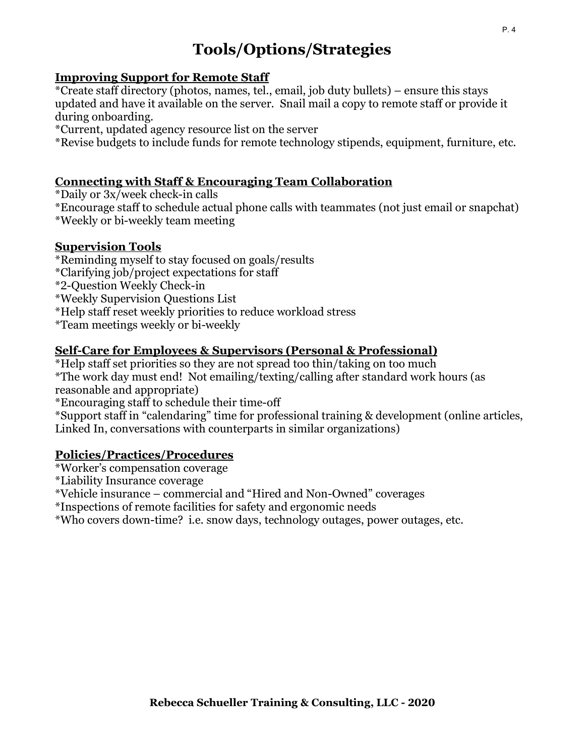# Tools/Options/Strategies

## Improving Support for Remote Staff

*Create staff directory (photos, names, tel., email, job duty bullets) – ensure this stays updated and have it available on the server. Snail mail a copy to remote staff or provide it during onboarding.
*Current, updated agency resource list on the server
*Revise budgets to include funds for remote technology stipends, equipment, furniture, etc.

## Connecting with Staff & Encouraging Team Collaboration

*Daily or 3x/week check-in calls
*Encourage staff to schedule actual phone calls with teammates (not just email or snapchat)
*Weekly or bi-weekly team meeting

## Supervision Tools

*Reminding myself to stay focused on goals/results
*Clarifying job/project expectations for staff
*2-Question Weekly Check-in
*Weekly Supervision Questions List
*Help staff reset weekly priorities to reduce workload stress
*Team meetings weekly or bi-weekly

## Self-Care for Employees & Supervisors (Personal & Professional)

*Help staff set priorities so they are not spread too thin/taking on too much
*The work day must end! Not emailing/texting/calling after standard work hours (as reasonable and appropriate)
*Encouraging staff to schedule their time-off
*Support staff in "calendaring" time for professional training & development (online articles, Linked In, conversations with counterparts in similar organizations)

## Policies/Practices/Procedures

*Worker's compensation coverage
*Liability Insurance coverage
*Vehicle insurance – commercial and "Hired and Non-Owned" coverages
*Inspections of remote facilities for safety and ergonomic needs
*Who covers down-time? i.e. snow days, technology outages, power outages, etc.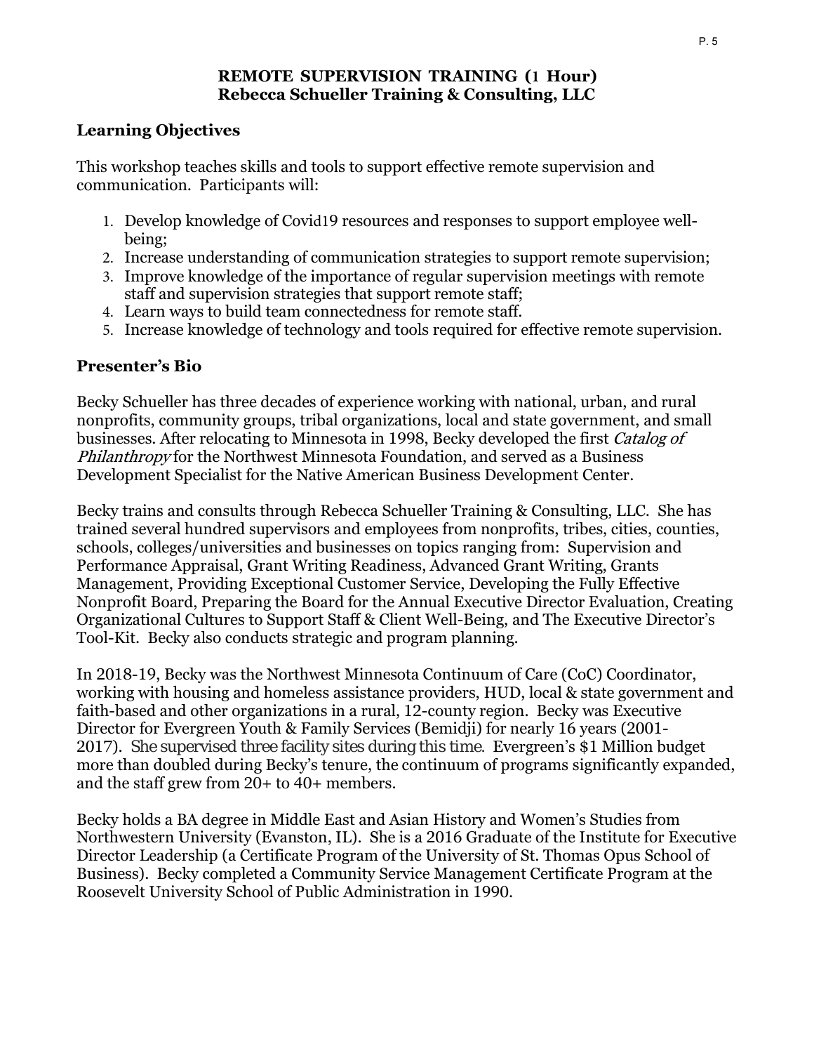# REMOTE SUPERVISION TRAINING (1 Hour)
# Rebecca Schueller Training & Consulting, LLC

## Learning Objectives

This workshop teaches skills and tools to support effective remote supervision and communication. Participants will:

1. Develop knowledge of Covid19 resources and responses to support employee well-being;
2. Increase understanding of communication strategies to support remote supervision;
3. Improve knowledge of the importance of regular supervision meetings with remote staff and supervision strategies that support remote staff;
4. Learn ways to build team connectedness for remote staff.
5. Increase knowledge of technology and tools required for effective remote supervision.

## Presenter's Bio

Becky Schueller has three decades of experience working with national, urban, and rural nonprofits, community groups, tribal organizations, local and state government, and small businesses. After relocating to Minnesota in 1998, Becky developed the first *Catalog of Philanthropy* for the Northwest Minnesota Foundation, and served as a Business Development Specialist for the Native American Business Development Center.

Becky trains and consults through Rebecca Schueller Training & Consulting, LLC. She has trained several hundred supervisors and employees from nonprofits, tribes, cities, counties, schools, colleges/universities and businesses on topics ranging from: Supervision and Performance Appraisal, Grant Writing Readiness, Advanced Grant Writing, Grants Management, Providing Exceptional Customer Service, Developing the Fully Effective Nonprofit Board, Preparing the Board for the Annual Executive Director Evaluation, Creating Organizational Cultures to Support Staff & Client Well-Being, and The Executive Director's Tool-Kit. Becky also conducts strategic and program planning.

In 2018-19, Becky was the Northwest Minnesota Continuum of Care (CoC) Coordinator, working with housing and homeless assistance providers, HUD, local & state government and faith-based and other organizations in a rural, 12-county region. Becky was Executive Director for Evergreen Youth & Family Services (Bemidji) for nearly 16 years (2001-2017). She supervised three facility sites during this time. Evergreen's $1 Million budget more than doubled during Becky's tenure, the continuum of programs significantly expanded, and the staff grew from 20+ to 40+ members.

Becky holds a BA degree in Middle East and Asian History and Women's Studies from Northwestern University (Evanston, IL). She is a 2016 Graduate of the Institute for Executive Director Leadership (a Certificate Program of the University of St. Thomas Opus School of Business). Becky completed a Community Service Management Certificate Program at the Roosevelt University School of Public Administration in 1990.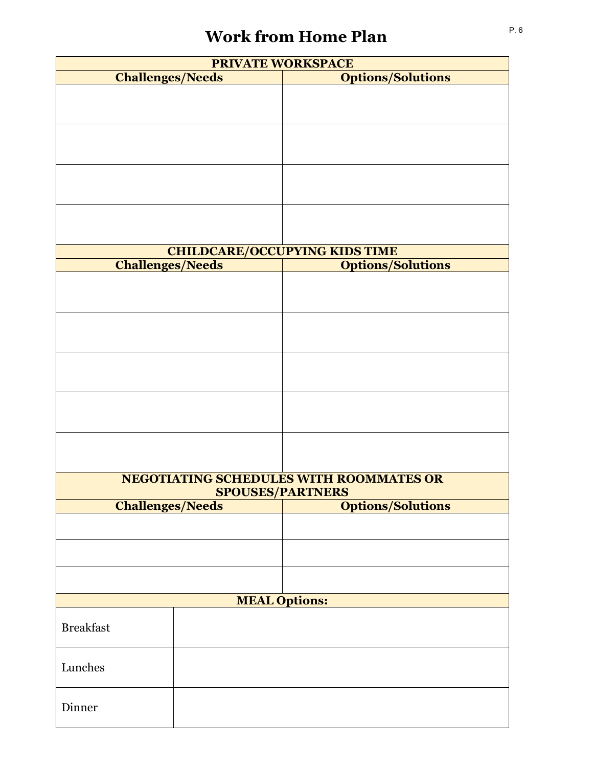# Work from Home Plan

| PRIVATE WORKSPACE | |
|---|---|
| **Challenges/Needs** | **Options/Solutions** |
| | |
| | |
| | |
| | |

| CHILDCARE/OCCUPYING KIDS TIME | |
|---|---|
| **Challenges/Needs** | **Options/Solutions** |
| | |
| | |
| | |
| | |
| | |

| NEGOTIATING SCHEDULES WITH ROOMMATES OR SPOUSES/PARTNERS | |
|---|---|
| **Challenges/Needs** | **Options/Solutions** |
| | |
| | |
| | |

| MEAL Options: | |
|---|---|
| Breakfast | |
| Lunches | |
| Dinner | |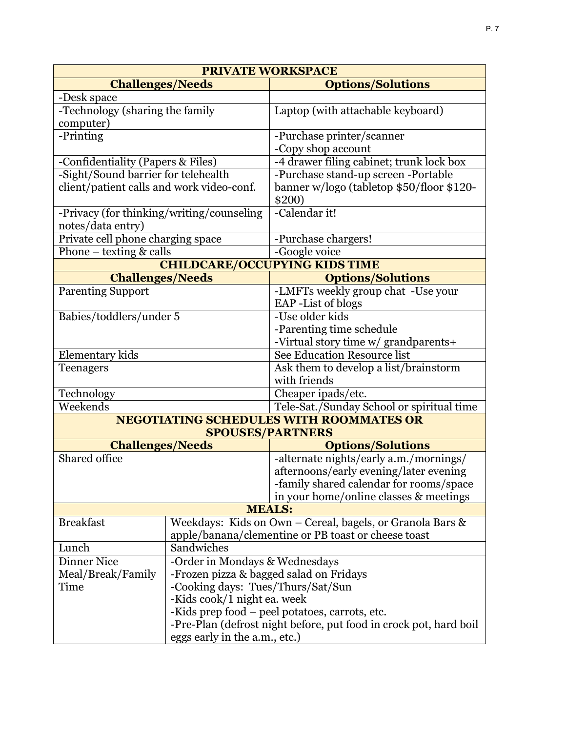| PRIVATE WORKSPACE | |
|---|---|
| **Challenges/Needs** | **Options/Solutions** |
| -Desk space | |
| -Technology (sharing the family computer) | Laptop (with attachable keyboard) |
| -Printing | -Purchase printer/scanner<br>-Copy shop account |
| -Confidentiality (Papers & Files) | -4 drawer filing cabinet; trunk lock box |
| -Sight/Sound barrier for telehealth client/patient calls and work video-conf. | -Purchase stand-up screen -Portable banner w/logo (tabletop $50/floor $120-$200) |
| -Privacy (for thinking/writing/counseling notes/data entry) | -Calendar it! |
| Private cell phone charging space | -Purchase chargers! |
| Phone – texting & calls | -Google voice |
| **CHILDCARE/OCCUPYING KIDS TIME** | |
| **Challenges/Needs** | **Options/Solutions** |
| Parenting Support | -LMFTs weekly group chat -Use your EAP -List of blogs |
| Babies/toddlers/under 5 | -Use older kids<br>-Parenting time schedule<br>-Virtual story time w/ grandparents+ |
| Elementary kids | See Education Resource list |
| Teenagers | Ask them to develop a list/brainstorm with friends |
| Technology | Cheaper ipads/etc. |
| Weekends | Tele-Sat./Sunday School or spiritual time |
| **NEGOTIATING SCHEDULES WITH ROOMMATES OR SPOUSES/PARTNERS** | |
| **Challenges/Needs** | **Options/Solutions** |
| Shared office | -alternate nights/early a.m./mornings/ afternoons/early evening/later evening<br>-family shared calendar for rooms/space in your home/online classes & meetings |

| MEALS: | |
|---|---|
| Breakfast | Weekdays: Kids on Own – Cereal, bagels, or Granola Bars & apple/banana/clementine or PB toast or cheese toast |
| Lunch | Sandwiches |
| Dinner Nice Meal/Break/Family Time | -Order in Mondays & Wednesdays<br>-Frozen pizza & bagged salad on Fridays<br>-Cooking days: Tues/Thurs/Sat/Sun<br>-Kids cook/1 night ea. week<br>-Kids prep food – peel potatoes, carrots, etc.<br>-Pre-Plan (defrost night before, put food in crock pot, hard boil eggs early in the a.m., etc.) |